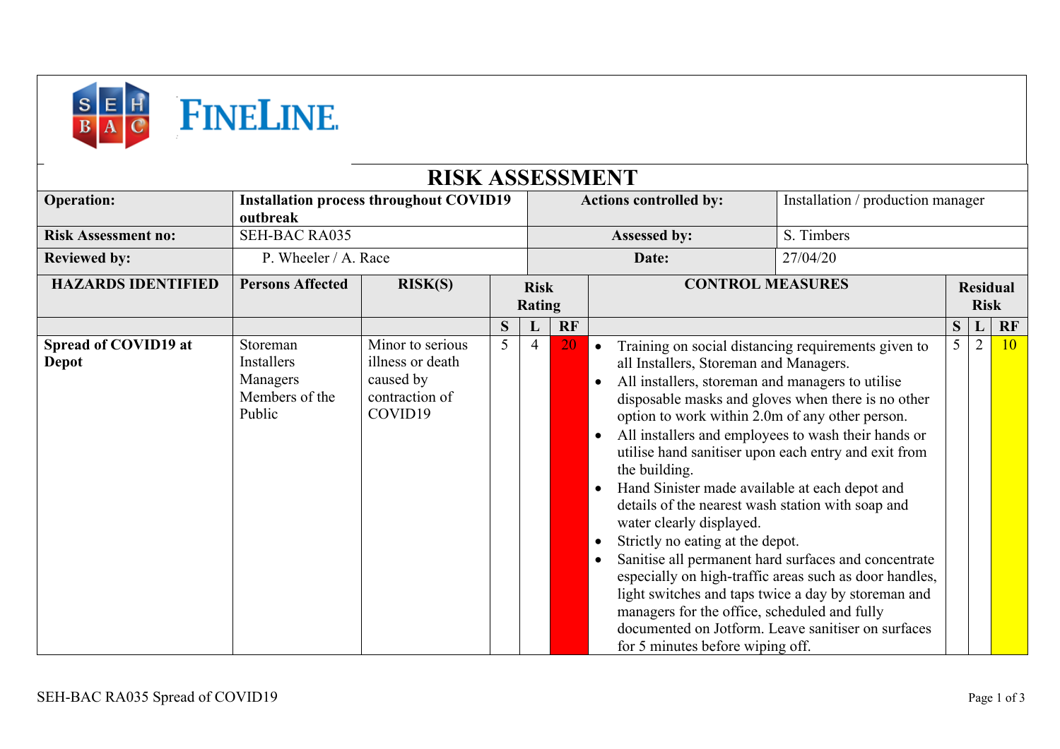# RISK ASSESSMENT

| **Operation:** | **Installation process throughout COVID19 outbreak** | **Actions controlled by:** | Installation / production manager |
|---|---|---|---|
| **Risk Assessment no:** | SEH-BAC RA035 | **Assessed by:** | S. Timbers |
| **Reviewed by:** | P. Wheeler / A. Race | **Date:** | 27/04/20 |

| **HAZARDS IDENTIFIED** | **Persons Affected** | **RISK(S)** | **Risk Rating** | | | **CONTROL MEASURES** | **Residual Risk** | | |
|---|---|---|---|---|---|---|---|---|---|
| | | | **S** | **L** | **RF** | | **S** | **L** | **RF** |
| **Spread of COVID19 at Depot** | Storeman<br>Installers<br>Managers<br>Members of the Public | Minor to serious illness or death caused by contraction of COVID19 | 5 | 4 | 20 | • Training on social distancing requirements given to all Installers, Storeman and Managers.<br>• All installers, storeman and managers to utilise disposable masks and gloves when there is no other option to work within 2.0m of any other person.<br>• All installers and employees to wash their hands or utilise hand sanitiser upon each entry and exit from the building.<br>• Hand Sinister made available at each depot and details of the nearest wash station with soap and water clearly displayed.<br>• Strictly no eating at the depot.<br>• Sanitise all permanent hard surfaces and concentrate especially on high-traffic areas such as door handles, light switches and taps twice a day by storeman and managers for the office, scheduled and fully documented on Jotform. Leave sanitiser on surfaces for 5 minutes before wiping off. | 5 | 2 | 10 |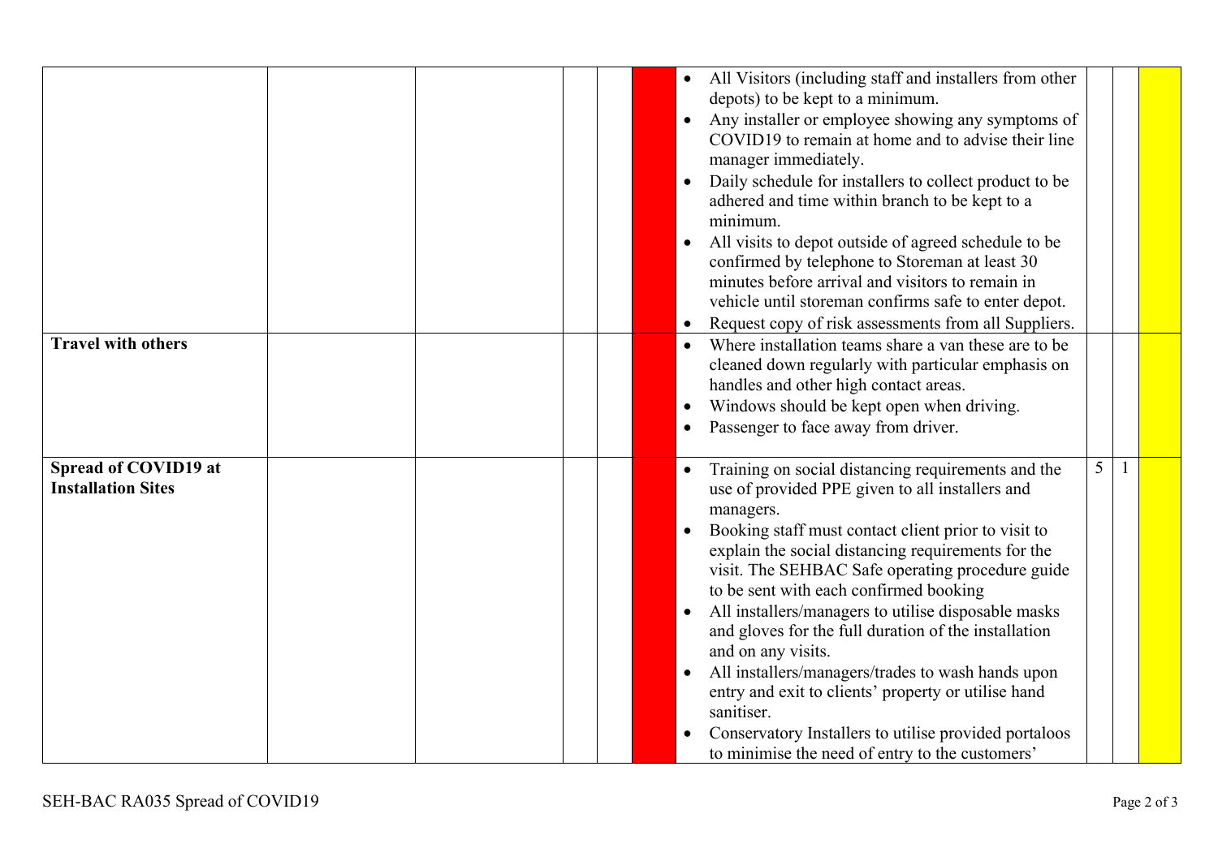| | | | | | | | | | |
|---|---|---|---|---|---|---|---|---|---|
| | | | | | | • All Visitors (including staff and installers from other depots) to be kept to a minimum.<br>• Any installer or employee showing any symptoms of COVID19 to remain at home and to advise their line manager immediately.<br>• Daily schedule for installers to collect product to be adhered and time within branch to be kept to a minimum.<br>• All visits to depot outside of agreed schedule to be confirmed by telephone to Storeman at least 30 minutes before arrival and visitors to remain in vehicle until storeman confirms safe to enter depot.<br>• Request copy of risk assessments from all Suppliers. | | | |
| **Travel with others** | | | | | | • Where installation teams share a van these are to be cleaned down regularly with particular emphasis on handles and other high contact areas.<br>• Windows should be kept open when driving.<br>• Passenger to face away from driver. | | | |
| **Spread of COVID19 at Installation Sites** | | | | | | • Training on social distancing requirements and the use of provided PPE given to all installers and managers.<br>• Booking staff must contact client prior to visit to explain the social distancing requirements for the visit. The SEHBAC Safe operating procedure guide to be sent with each confirmed booking<br>• All installers/managers to utilise disposable masks and gloves for the full duration of the installation and on any visits.<br>• All installers/managers/trades to wash hands upon entry and exit to clients' property or utilise hand sanitiser.<br>• Conservatory Installers to utilise provided portaloos to minimise the need of entry to the customers' | 5 | 1 | |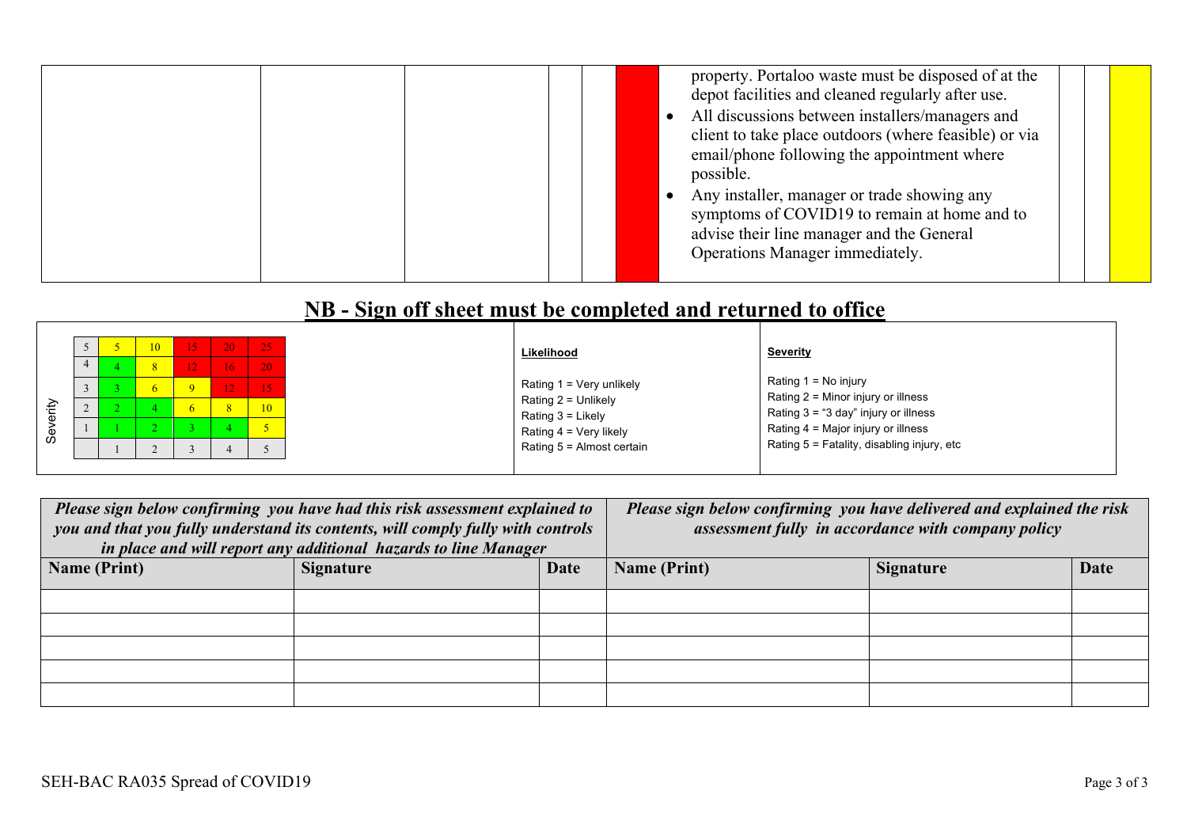| | | | | | | | | | |
|---|---|---|---|---|---|---|---|---|---|
| | | | | | | property. Portaloo waste must be disposed of at the depot facilities and cleaned regularly after use.<br>• All discussions between installers/managers and client to take place outdoors (where feasible) or via email/phone following the appointment where possible.<br>• Any installer, manager or trade showing any symptoms of COVID19 to remain at home and to advise their line manager and the General Operations Manager immediately. | | | |

## NB - Sign off sheet must be completed and returned to office

| Severity | | | | | |
|---|---|---|---|---|---|
| 5 | 5 | 10 | 15 | 20 | 25 |
| 4 | 4 | 8 | 12 | 16 | 20 |
| 3 | 3 | 6 | 9 | 12 | 15 |
| 2 | 2 | 4 | 6 | 8 | 10 |
| 1 | 1 | 2 | 3 | 4 | 5 |
| | 1 | 2 | 3 | 4 | 5 |

**Likelihood**

Rating 1 = Very unlikely
Rating 2 = Unlikely
Rating 3 = Likely
Rating 4 = Very likely
Rating 5 = Almost certain

**Severity**

Rating 1 = No injury
Rating 2 = Minor injury or illness
Rating 3 = “3 day” injury or illness
Rating 4 = Major injury or illness
Rating 5 = Fatality, disabling injury, etc

| ***Please sign below confirming you have had this risk assessment explained to you and that you fully understand its contents, will comply fully with controls in place and will report any additional hazards to line Manager*** | | | ***Please sign below confirming you have delivered and explained the risk assessment fully in accordance with company policy*** | | |
|---|---|---|---|---|---|
| **Name (Print)** | **Signature** | **Date** | **Name (Print)** | **Signature** | **Date** |
| | | | | | |
| | | | | | |
| | | | | | |
| | | | | | |
| | | | | | |

SEH-BAC RA035 Spread of COVID19